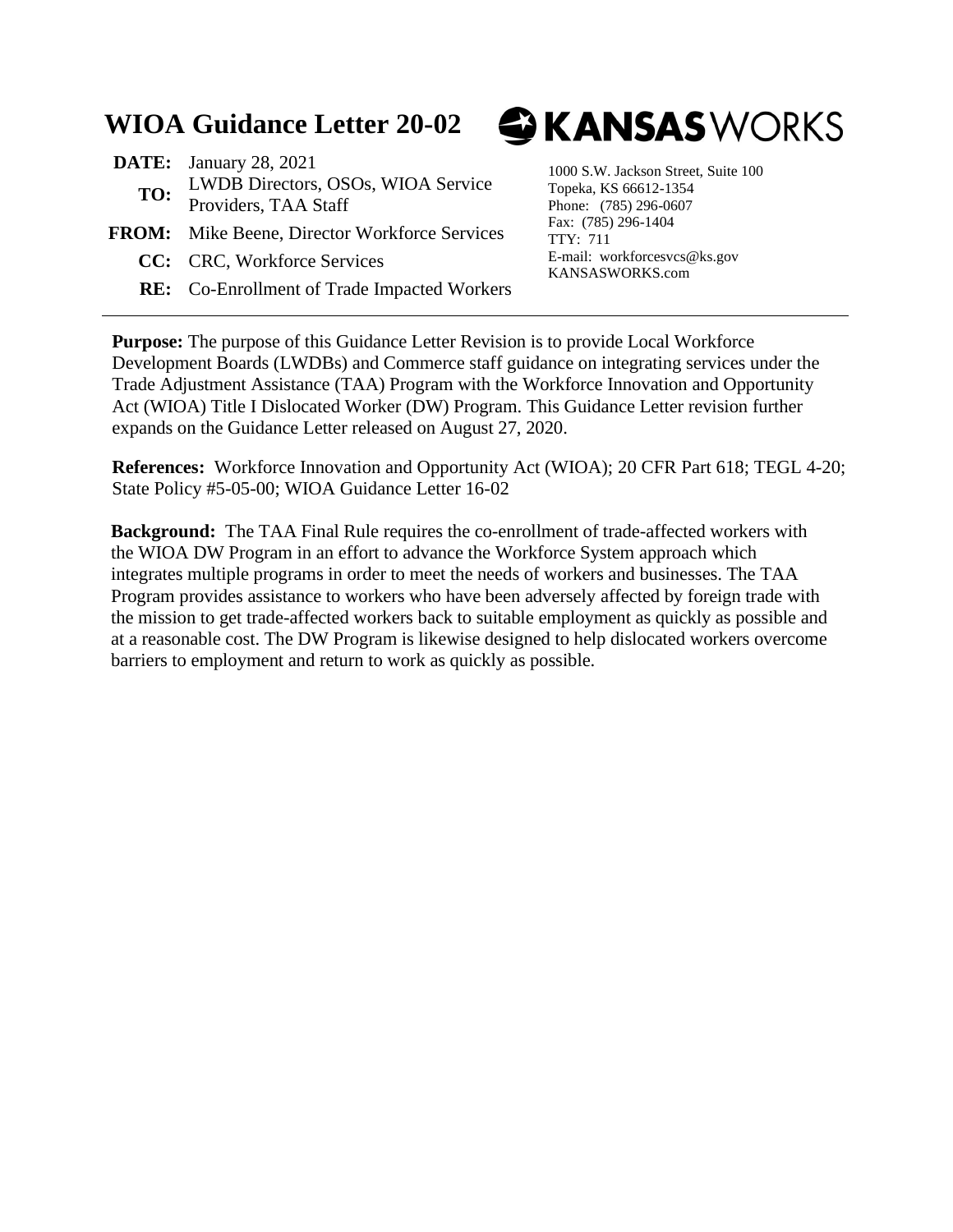# WIOA Guidance Letter 20-02

**KANSAS**WORKS

**DATE:** January 28, 2021

**TO:** LWDB Directors, OSOs, WIOA Service Providers, TAA Staff

**FROM:** Mike Beene, Director Workforce Services

**CC:** CRC, Workforce Services

**RE:** Co-Enrollment of Trade Impacted Workers

1000 S.W. Jackson Street, Suite 100
Topeka, KS 66612-1354
Phone: (785) 296-0607
Fax: (785) 296-1404
TTY: 711
E-mail: workforcesvcs@ks.gov
KANSASWORKS.com

---

**Purpose:** The purpose of this Guidance Letter Revision is to provide Local Workforce Development Boards (LWDBs) and Commerce staff guidance on integrating services under the Trade Adjustment Assistance (TAA) Program with the Workforce Innovation and Opportunity Act (WIOA) Title I Dislocated Worker (DW) Program. This Guidance Letter revision further expands on the Guidance Letter released on August 27, 2020.

**References:** Workforce Innovation and Opportunity Act (WIOA); 20 CFR Part 618; TEGL 4-20; State Policy #5-05-00; WIOA Guidance Letter 16-02

**Background:** The TAA Final Rule requires the co-enrollment of trade-affected workers with the WIOA DW Program in an effort to advance the Workforce System approach which integrates multiple programs in order to meet the needs of workers and businesses. The TAA Program provides assistance to workers who have been adversely affected by foreign trade with the mission to get trade-affected workers back to suitable employment as quickly as possible and at a reasonable cost. The DW Program is likewise designed to help dislocated workers overcome barriers to employment and return to work as quickly as possible.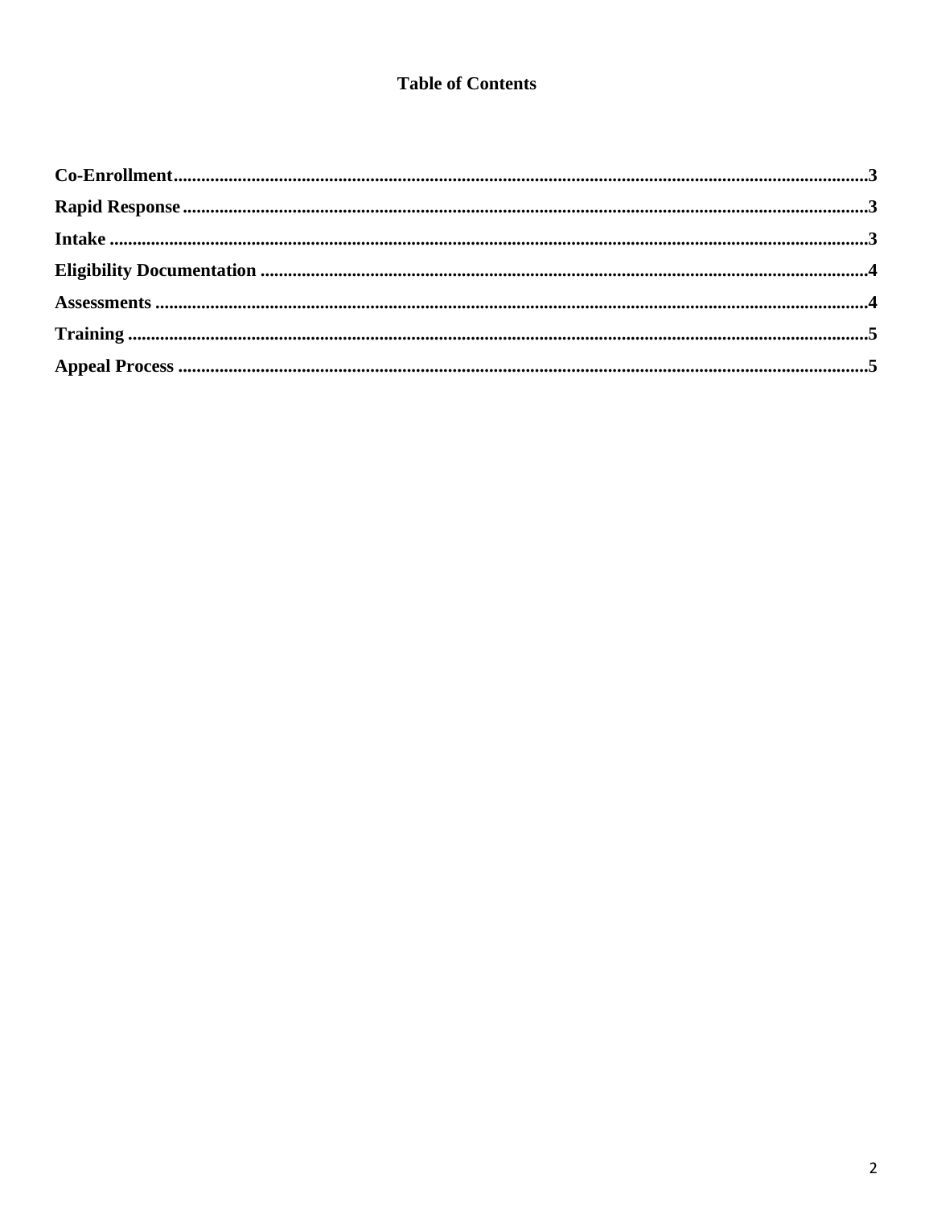# Table of Contents

| | |
|---|---|
| **Co-Enrollment** | **3** |
| **Rapid Response** | **3** |
| **Intake** | **3** |
| **Eligibility Documentation** | **4** |
| **Assessments** | **4** |
| **Training** | **5** |
| **Appeal Process** | **5** |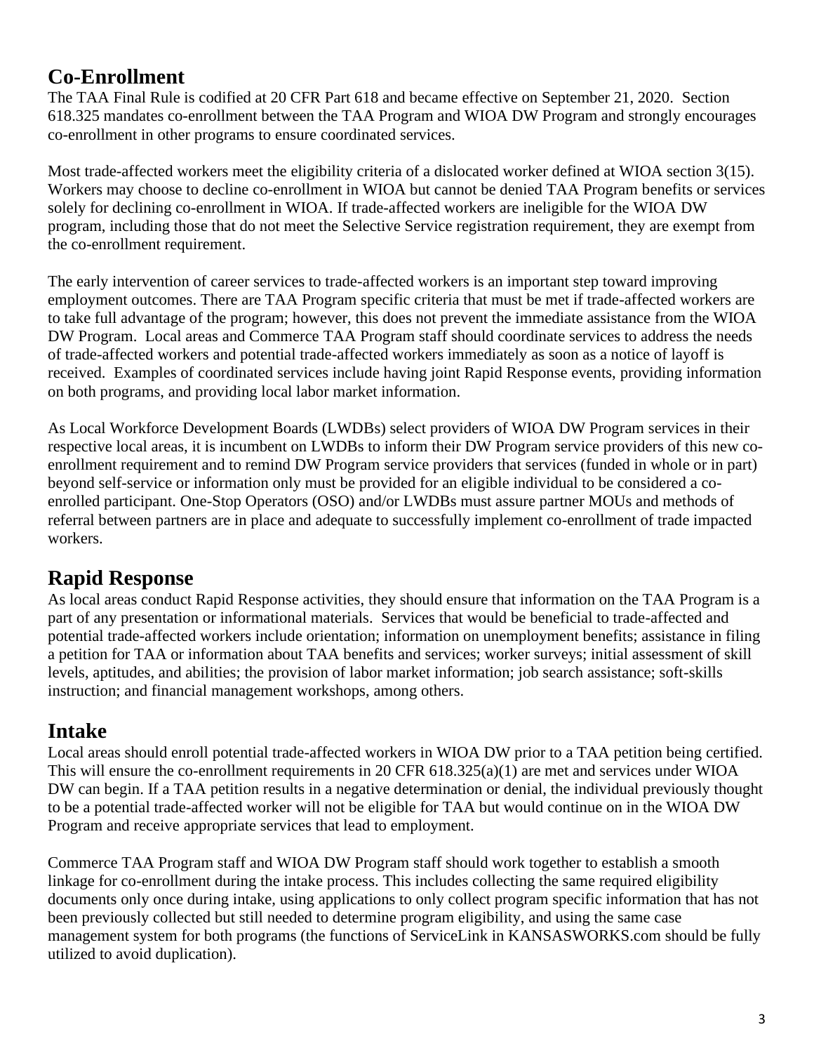## Co-Enrollment

The TAA Final Rule is codified at 20 CFR Part 618 and became effective on September 21, 2020. Section 618.325 mandates co-enrollment between the TAA Program and WIOA DW Program and strongly encourages co-enrollment in other programs to ensure coordinated services.

Most trade-affected workers meet the eligibility criteria of a dislocated worker defined at WIOA section 3(15). Workers may choose to decline co-enrollment in WIOA but cannot be denied TAA Program benefits or services solely for declining co-enrollment in WIOA. If trade-affected workers are ineligible for the WIOA DW program, including those that do not meet the Selective Service registration requirement, they are exempt from the co-enrollment requirement.

The early intervention of career services to trade-affected workers is an important step toward improving employment outcomes. There are TAA Program specific criteria that must be met if trade-affected workers are to take full advantage of the program; however, this does not prevent the immediate assistance from the WIOA DW Program. Local areas and Commerce TAA Program staff should coordinate services to address the needs of trade-affected workers and potential trade-affected workers immediately as soon as a notice of layoff is received. Examples of coordinated services include having joint Rapid Response events, providing information on both programs, and providing local labor market information.

As Local Workforce Development Boards (LWDBs) select providers of WIOA DW Program services in their respective local areas, it is incumbent on LWDBs to inform their DW Program service providers of this new co-enrollment requirement and to remind DW Program service providers that services (funded in whole or in part) beyond self-service or information only must be provided for an eligible individual to be considered a co-enrolled participant. One-Stop Operators (OSO) and/or LWDBs must assure partner MOUs and methods of referral between partners are in place and adequate to successfully implement co-enrollment of trade impacted workers.

## Rapid Response

As local areas conduct Rapid Response activities, they should ensure that information on the TAA Program is a part of any presentation or informational materials. Services that would be beneficial to trade-affected and potential trade-affected workers include orientation; information on unemployment benefits; assistance in filing a petition for TAA or information about TAA benefits and services; worker surveys; initial assessment of skill levels, aptitudes, and abilities; the provision of labor market information; job search assistance; soft-skills instruction; and financial management workshops, among others.

## Intake

Local areas should enroll potential trade-affected workers in WIOA DW prior to a TAA petition being certified. This will ensure the co-enrollment requirements in 20 CFR 618.325(a)(1) are met and services under WIOA DW can begin. If a TAA petition results in a negative determination or denial, the individual previously thought to be a potential trade-affected worker will not be eligible for TAA but would continue on in the WIOA DW Program and receive appropriate services that lead to employment.

Commerce TAA Program staff and WIOA DW Program staff should work together to establish a smooth linkage for co-enrollment during the intake process. This includes collecting the same required eligibility documents only once during intake, using applications to only collect program specific information that has not been previously collected but still needed to determine program eligibility, and using the same case management system for both programs (the functions of ServiceLink in KANSASWORKS.com should be fully utilized to avoid duplication).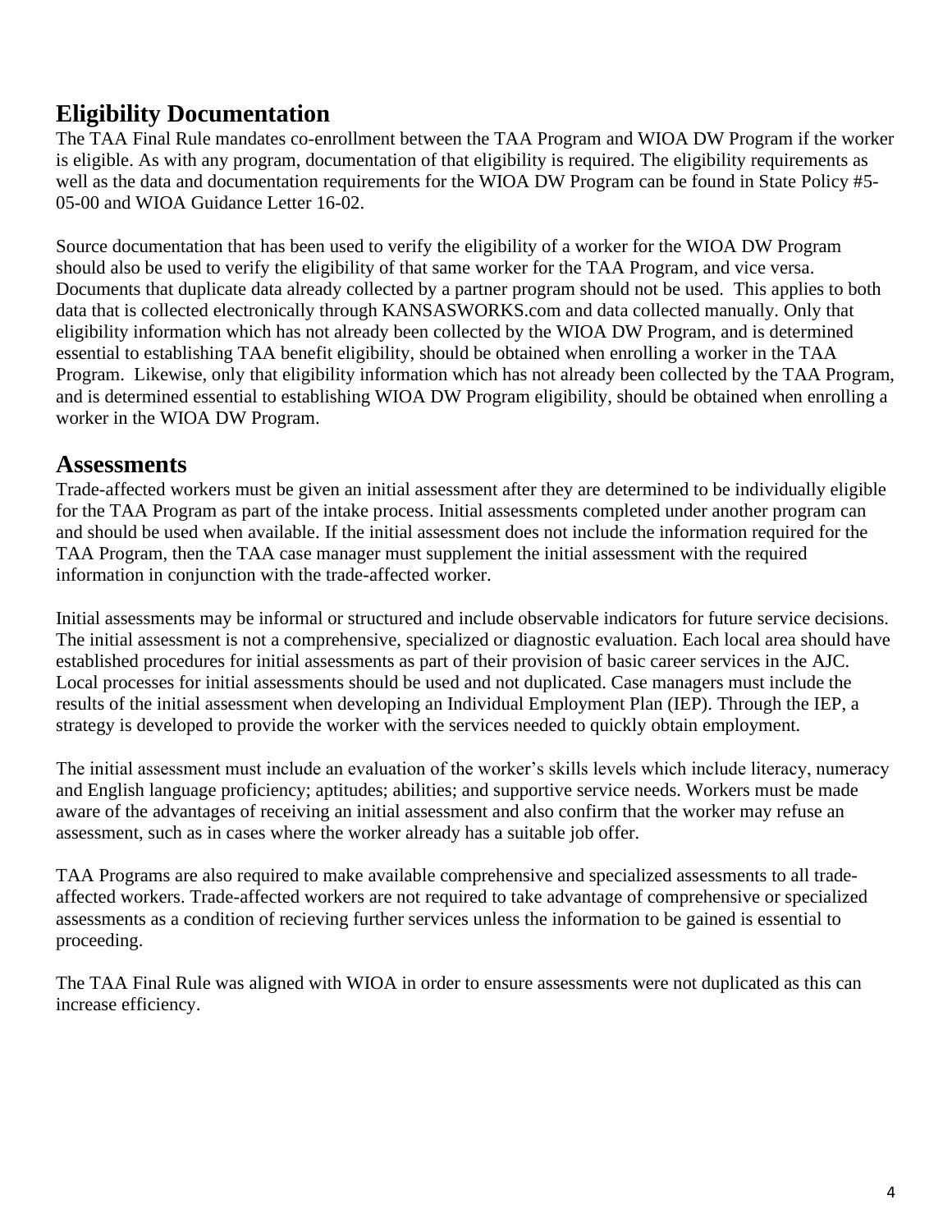## Eligibility Documentation

The TAA Final Rule mandates co-enrollment between the TAA Program and WIOA DW Program if the worker is eligible. As with any program, documentation of that eligibility is required. The eligibility requirements as well as the data and documentation requirements for the WIOA DW Program can be found in State Policy #5-05-00 and WIOA Guidance Letter 16-02.

Source documentation that has been used to verify the eligibility of a worker for the WIOA DW Program should also be used to verify the eligibility of that same worker for the TAA Program, and vice versa. Documents that duplicate data already collected by a partner program should not be used. This applies to both data that is collected electronically through KANSASWORKS.com and data collected manually. Only that eligibility information which has not already been collected by the WIOA DW Program, and is determined essential to establishing TAA benefit eligibility, should be obtained when enrolling a worker in the TAA Program. Likewise, only that eligibility information which has not already been collected by the TAA Program, and is determined essential to establishing WIOA DW Program eligibility, should be obtained when enrolling a worker in the WIOA DW Program.

## Assessments

Trade-affected workers must be given an initial assessment after they are determined to be individually eligible for the TAA Program as part of the intake process. Initial assessments completed under another program can and should be used when available. If the initial assessment does not include the information required for the TAA Program, then the TAA case manager must supplement the initial assessment with the required information in conjunction with the trade-affected worker.

Initial assessments may be informal or structured and include observable indicators for future service decisions. The initial assessment is not a comprehensive, specialized or diagnostic evaluation. Each local area should have established procedures for initial assessments as part of their provision of basic career services in the AJC. Local processes for initial assessments should be used and not duplicated. Case managers must include the results of the initial assessment when developing an Individual Employment Plan (IEP). Through the IEP, a strategy is developed to provide the worker with the services needed to quickly obtain employment.

The initial assessment must include an evaluation of the worker's skills levels which include literacy, numeracy and English language proficiency; aptitudes; abilities; and supportive service needs. Workers must be made aware of the advantages of receiving an initial assessment and also confirm that the worker may refuse an assessment, such as in cases where the worker already has a suitable job offer.

TAA Programs are also required to make available comprehensive and specialized assessments to all trade-affected workers. Trade-affected workers are not required to take advantage of comprehensive or specialized assessments as a condition of recieving further services unless the information to be gained is essential to proceeding.

The TAA Final Rule was aligned with WIOA in order to ensure assessments were not duplicated as this can increase efficiency.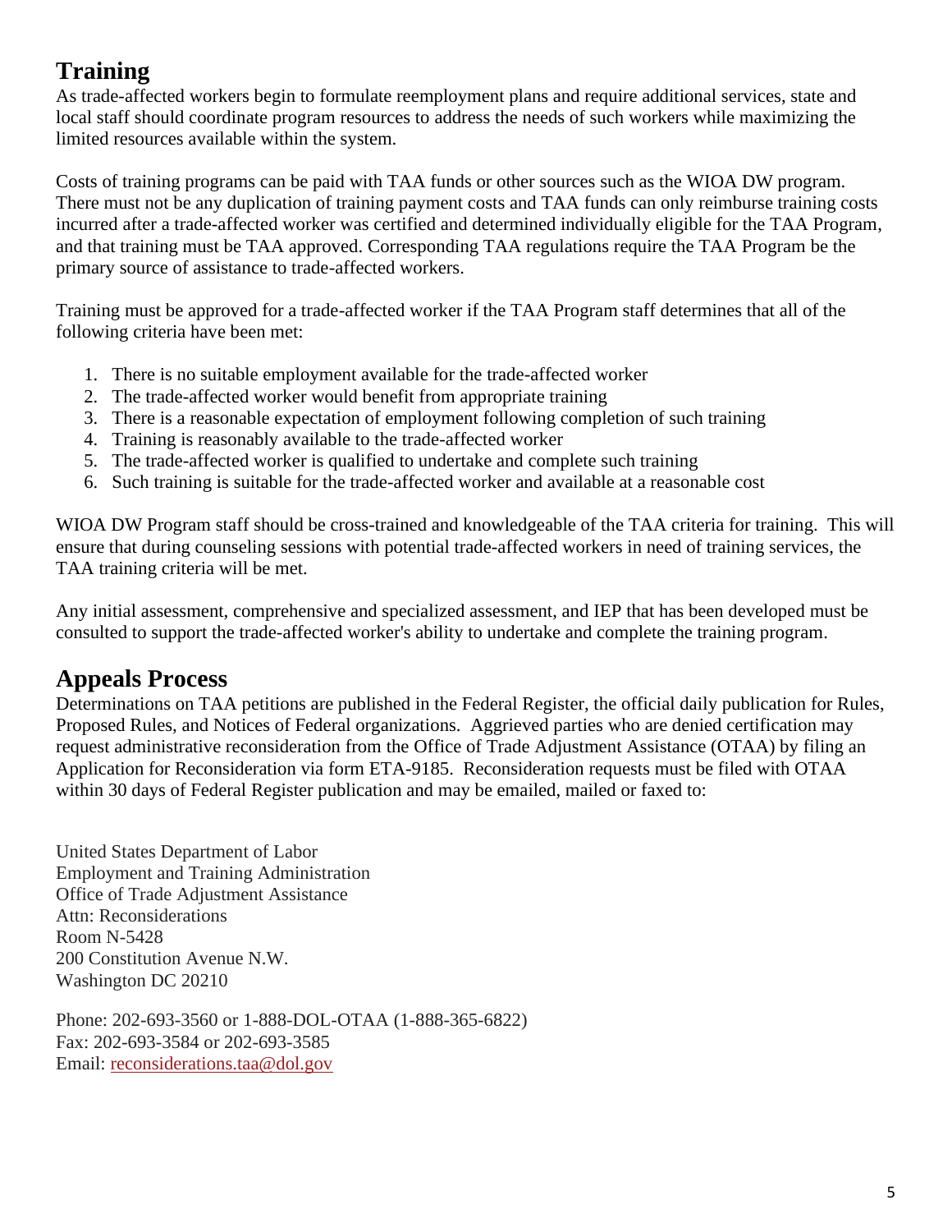## Training

As trade-affected workers begin to formulate reemployment plans and require additional services, state and local staff should coordinate program resources to address the needs of such workers while maximizing the limited resources available within the system.

Costs of training programs can be paid with TAA funds or other sources such as the WIOA DW program. There must not be any duplication of training payment costs and TAA funds can only reimburse training costs incurred after a trade-affected worker was certified and determined individually eligible for the TAA Program, and that training must be TAA approved. Corresponding TAA regulations require the TAA Program be the primary source of assistance to trade-affected workers.

Training must be approved for a trade-affected worker if the TAA Program staff determines that all of the following criteria have been met:

1. There is no suitable employment available for the trade-affected worker
2. The trade-affected worker would benefit from appropriate training
3. There is a reasonable expectation of employment following completion of such training
4. Training is reasonably available to the trade-affected worker
5. The trade-affected worker is qualified to undertake and complete such training
6. Such training is suitable for the trade-affected worker and available at a reasonable cost

WIOA DW Program staff should be cross-trained and knowledgeable of the TAA criteria for training. This will ensure that during counseling sessions with potential trade-affected workers in need of training services, the TAA training criteria will be met.

Any initial assessment, comprehensive and specialized assessment, and IEP that has been developed must be consulted to support the trade-affected worker's ability to undertake and complete the training program.

## Appeals Process

Determinations on TAA petitions are published in the Federal Register, the official daily publication for Rules, Proposed Rules, and Notices of Federal organizations. Aggrieved parties who are denied certification may request administrative reconsideration from the Office of Trade Adjustment Assistance (OTAA) by filing an Application for Reconsideration via form ETA-9185. Reconsideration requests must be filed with OTAA within 30 days of Federal Register publication and may be emailed, mailed or faxed to:

United States Department of Labor
Employment and Training Administration
Office of Trade Adjustment Assistance
Attn: Reconsiderations
Room N-5428
200 Constitution Avenue N.W.
Washington DC 20210

Phone: 202-693-3560 or 1-888-DOL-OTAA (1-888-365-6822)
Fax: 202-693-3584 or 202-693-3585
Email: reconsiderations.taa@dol.gov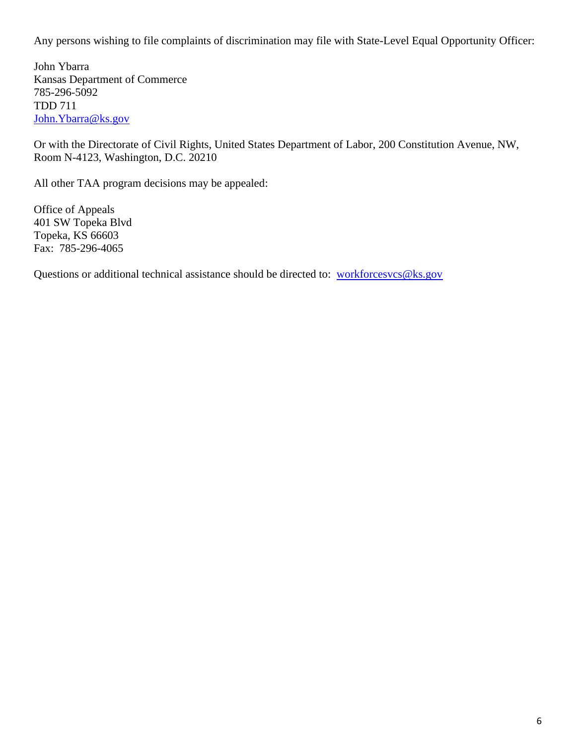Any persons wishing to file complaints of discrimination may file with State-Level Equal Opportunity Officer:

John Ybarra  
Kansas Department of Commerce  
785-296-5092  
TDD 711  
John.Ybarra@ks.gov

Or with the Directorate of Civil Rights, United States Department of Labor, 200 Constitution Avenue, NW, Room N-4123, Washington, D.C. 20210

All other TAA program decisions may be appealed:

Office of Appeals  
401 SW Topeka Blvd  
Topeka, KS 66603  
Fax: 785-296-4065

Questions or additional technical assistance should be directed to: workforcesvcs@ks.gov